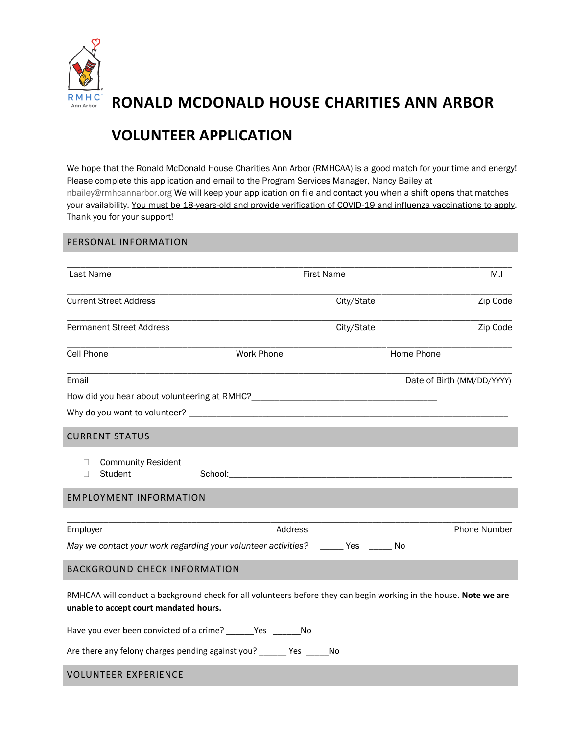# RONALD MCDONALD HOUSE CHARITIES ANN ARBOR

# VOLUNTEER APPLICATION

We hope that the Ronald McDonald House Charities Ann Arbor (RMHCAA) is a good match for your time and energy! Please complete this application and email to the Program Services Manager, Nancy Bailey at nbailey@rmhcannarbor.org We will keep your application on file and contact you when a shift opens that matches your availability. <u>You must be 18-years-old and provide verification of COVID-19 and influenza vaccinations to apply</u>. Thank you for your support!

## PERSONAL INFORMATION

_______________________________________________________________________________

Last Name                                        First Name                                        M.I

_______________________________________________________________________________

Current Street Address                                        City/State                                        Zip Code

_______________________________________________________________________________

Permanent Street Address                                        City/State                                        Zip Code

_______________________________________________________________________________

Cell Phone                                        Work Phone                                        Home Phone

_______________________________________________________________________________

Email                                        Date of Birth (MM/DD/YYYY)

How did you hear about volunteering at RMHC?_______________________________________

Why do you want to volunteer? ________________________________________________________

## CURRENT STATUS

- ☐ Community Resident
- ☐ Student                School:_________________________________________________________

## EMPLOYMENT INFORMATION

_______________________________________________________________________________

Employer                                        Address                                        Phone Number

*May we contact your work regarding your volunteer activities?* _____ Yes _____ No

## BACKGROUND CHECK INFORMATION

RMHCAA will conduct a background check for all volunteers before they can begin working in the house. **Note we are unable to accept court mandated hours.**

Have you ever been convicted of a crime? ______Yes ______No

Are there any felony charges pending against you? ______ Yes _____No

## VOLUNTEER EXPERIENCE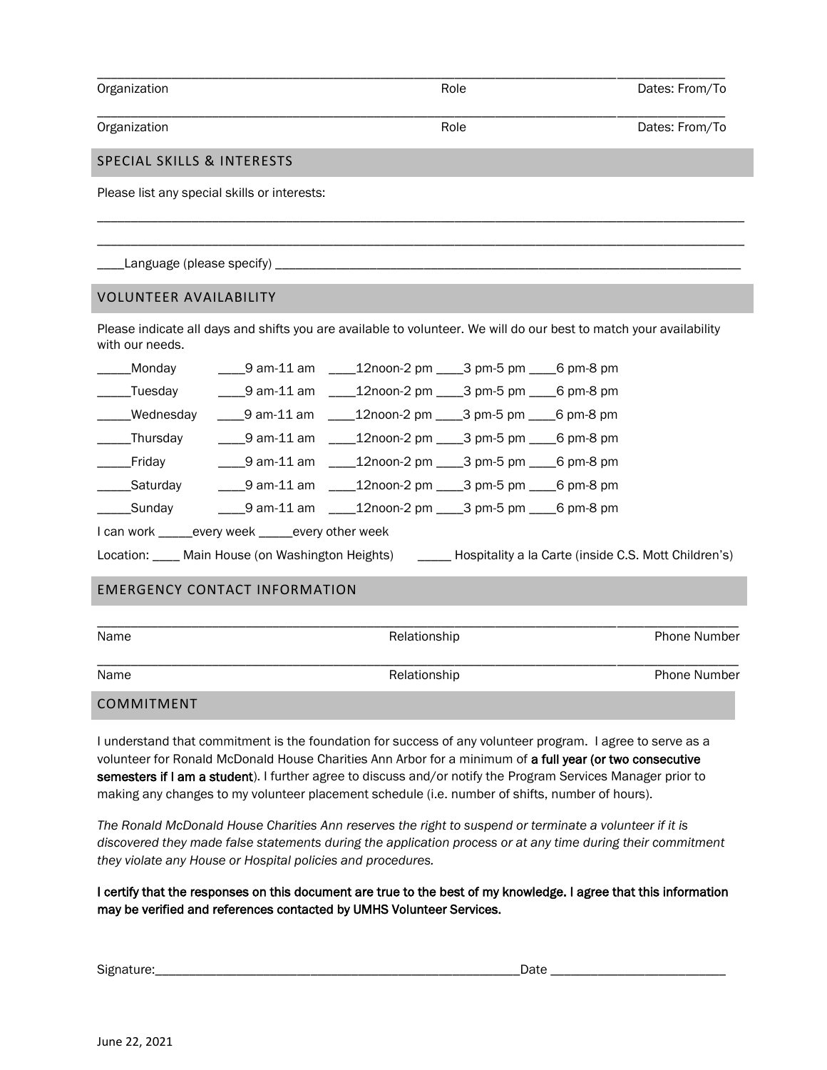___________________________________________________________________________________________

Organization Role Dates: From/To

___________________________________________________________________________________________

Organization Role Dates: From/To

## SPECIAL SKILLS & INTERESTS

Please list any special skills or interests:

___________________________________________________________________________________________

___________________________________________________________________________________________

____Language (please specify) __________________________________________________________________

## VOLUNTEER AVAILABILITY

Please indicate all days and shifts you are available to volunteer. We will do our best to match your availability with our needs.

_____Monday ____9 am-11 am ____12noon-2 pm ____3 pm-5 pm ____6 pm-8 pm

_____Tuesday ____9 am-11 am ____12noon-2 pm ____3 pm-5 pm ____6 pm-8 pm

_____Wednesday ____9 am-11 am ____12noon-2 pm ____3 pm-5 pm ____6 pm-8 pm

_____Thursday ____9 am-11 am ____12noon-2 pm ____3 pm-5 pm ____6 pm-8 pm

_____Friday ____9 am-11 am ____12noon-2 pm ____3 pm-5 pm ____6 pm-8 pm

_____Saturday ____9 am-11 am ____12noon-2 pm ____3 pm-5 pm ____6 pm-8 pm

_____Sunday ____9 am-11 am ____12noon-2 pm ____3 pm-5 pm ____6 pm-8 pm

I can work _____every week _____every other week

Location: ____ Main House (on Washington Heights) _____ Hospitality a la Carte (inside C.S. Mott Children's)

## EMERGENCY CONTACT INFORMATION

___________________________________________________________________________________________

Name Relationship Phone Number

___________________________________________________________________________________________

Name Relationship Phone Number

## COMMITMENT

I understand that commitment is the foundation for success of any volunteer program. I agree to serve as a volunteer for Ronald McDonald House Charities Ann Arbor for a minimum of **a full year (or two consecutive semesters if I am a student**). I further agree to discuss and/or notify the Program Services Manager prior to making any changes to my volunteer placement schedule (i.e. number of shifts, number of hours).

*The Ronald McDonald House Charities Ann reserves the right to suspend or terminate a volunteer if it is discovered they made false statements during the application process or at any time during their commitment they violate any House or Hospital policies and procedures.*

**I certify that the responses on this document are true to the best of my knowledge. I agree that this information may be verified and references contacted by UMHS Volunteer Services.**

Signature:_____________________________________________________Date __________________________

June 22, 2021